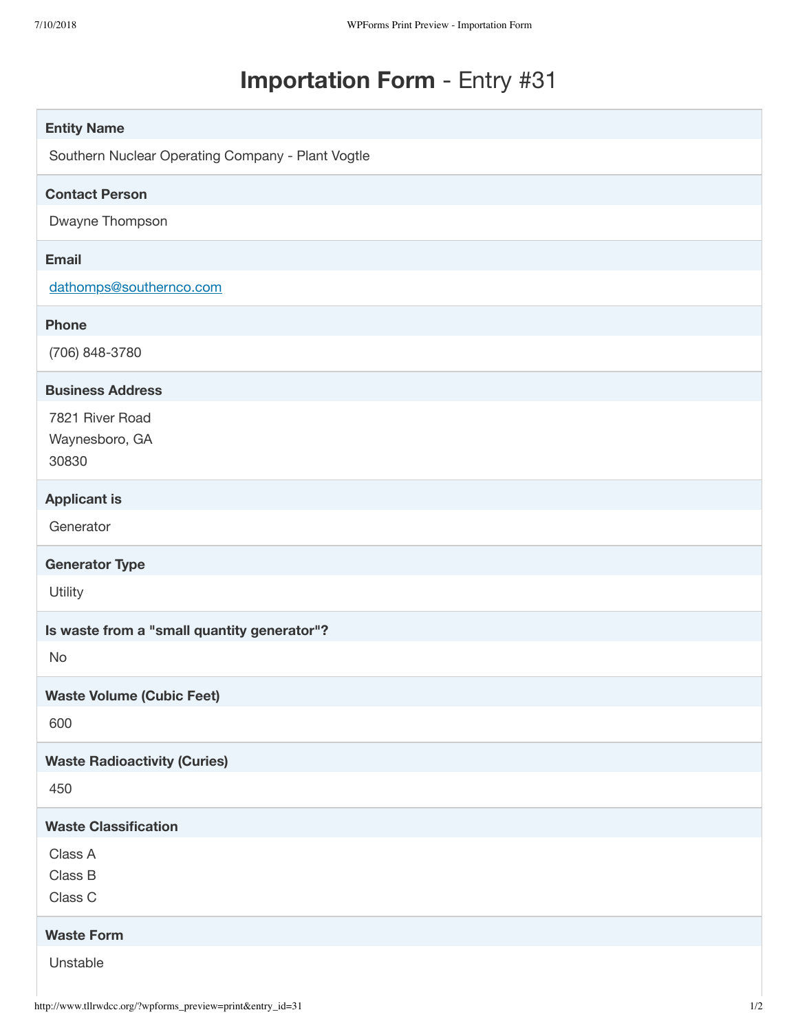# **Importation Form** - Entry #31

**Entity Name**

Southern Nuclear Operating Company - Plant Vogtle

**Contact Person**

Dwayne Thompson

**Email**

dathomps@southernco.com

**Phone**

(706) 848-3780

**Business Address**

7821 River Road
Waynesboro, GA
30830

**Applicant is**

Generator

**Generator Type**

Utility

**Is waste from a "small quantity generator"?**

No

**Waste Volume (Cubic Feet)**

600

**Waste Radioactivity (Curies)**

450

**Waste Classification**

Class A
Class B
Class C

**Waste Form**

Unstable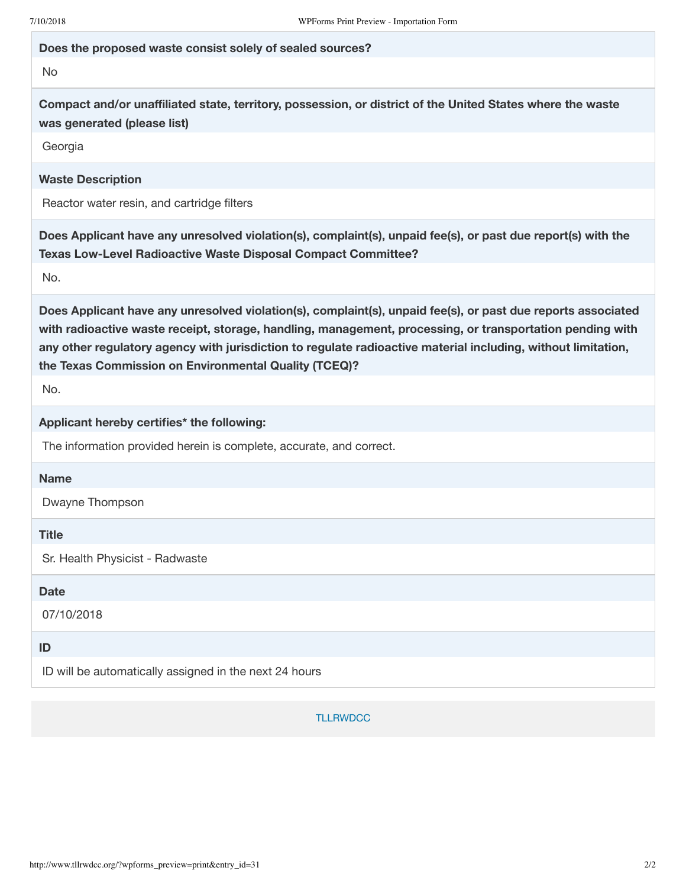**Does the proposed waste consist solely of sealed sources?**

No

**Compact and/or unaffiliated state, territory, possession, or district of the United States where the waste was generated (please list)**

Georgia

**Waste Description**

Reactor water resin, and cartridge filters

**Does Applicant have any unresolved violation(s), complaint(s), unpaid fee(s), or past due report(s) with the Texas Low-Level Radioactive Waste Disposal Compact Committee?**

No.

**Does Applicant have any unresolved violation(s), complaint(s), unpaid fee(s), or past due reports associated with radioactive waste receipt, storage, handling, management, processing, or transportation pending with any other regulatory agency with jurisdiction to regulate radioactive material including, without limitation, the Texas Commission on Environmental Quality (TCEQ)?**

No.

**Applicant hereby certifies* the following:**

The information provided herein is complete, accurate, and correct.

**Name**

Dwayne Thompson

**Title**

Sr. Health Physicist - Radwaste

**Date**

07/10/2018

**ID**

ID will be automatically assigned in the next 24 hours

TLLRWDCC